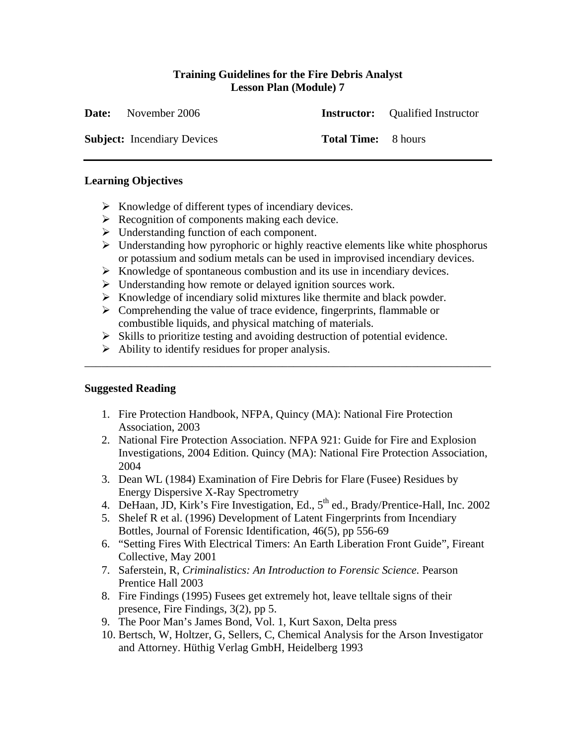**Training Guidelines for the Fire Debris Analyst**
**Lesson Plan (Module) 7**

| | | | |
|---|---|---|---|
| **Date:** | November 2006 | **Instructor:** | Qualified Instructor |
| **Subject:** | Incendiary Devices | **Total Time:** | 8 hours |

---

## Learning Objectives

- Knowledge of different types of incendiary devices.
- Recognition of components making each device.
- Understanding function of each component.
- Understanding how pyrophoric or highly reactive elements like white phosphorus or potassium and sodium metals can be used in improvised incendiary devices.
- Knowledge of spontaneous combustion and its use in incendiary devices.
- Understanding how remote or delayed ignition sources work.
- Knowledge of incendiary solid mixtures like thermite and black powder.
- Comprehending the value of trace evidence, fingerprints, flammable or combustible liquids, and physical matching of materials.
- Skills to prioritize testing and avoiding destruction of potential evidence.
- Ability to identify residues for proper analysis.

---

## Suggested Reading

1. Fire Protection Handbook, NFPA, Quincy (MA): National Fire Protection Association, 2003
2. National Fire Protection Association. NFPA 921: Guide for Fire and Explosion Investigations, 2004 Edition. Quincy (MA): National Fire Protection Association, 2004
3. Dean WL (1984) Examination of Fire Debris for Flare (Fusee) Residues by Energy Dispersive X-Ray Spectrometry
4. DeHaan, JD, Kirk's Fire Investigation, Ed., 5th ed., Brady/Prentice-Hall, Inc. 2002
5. Shelef R et al. (1996) Development of Latent Fingerprints from Incendiary Bottles, Journal of Forensic Identification, 46(5), pp 556-69
6. "Setting Fires With Electrical Timers: An Earth Liberation Front Guide", Fireant Collective, May 2001
7. Saferstein, R, *Criminalistics: An Introduction to Forensic Science.* Pearson Prentice Hall 2003
8. Fire Findings (1995) Fusees get extremely hot, leave telltale signs of their presence, Fire Findings, 3(2), pp 5.
9. The Poor Man's James Bond, Vol. 1, Kurt Saxon, Delta press
10. Bertsch, W, Holtzer, G, Sellers, C, Chemical Analysis for the Arson Investigator and Attorney. Hüthig Verlag GmbH, Heidelberg 1993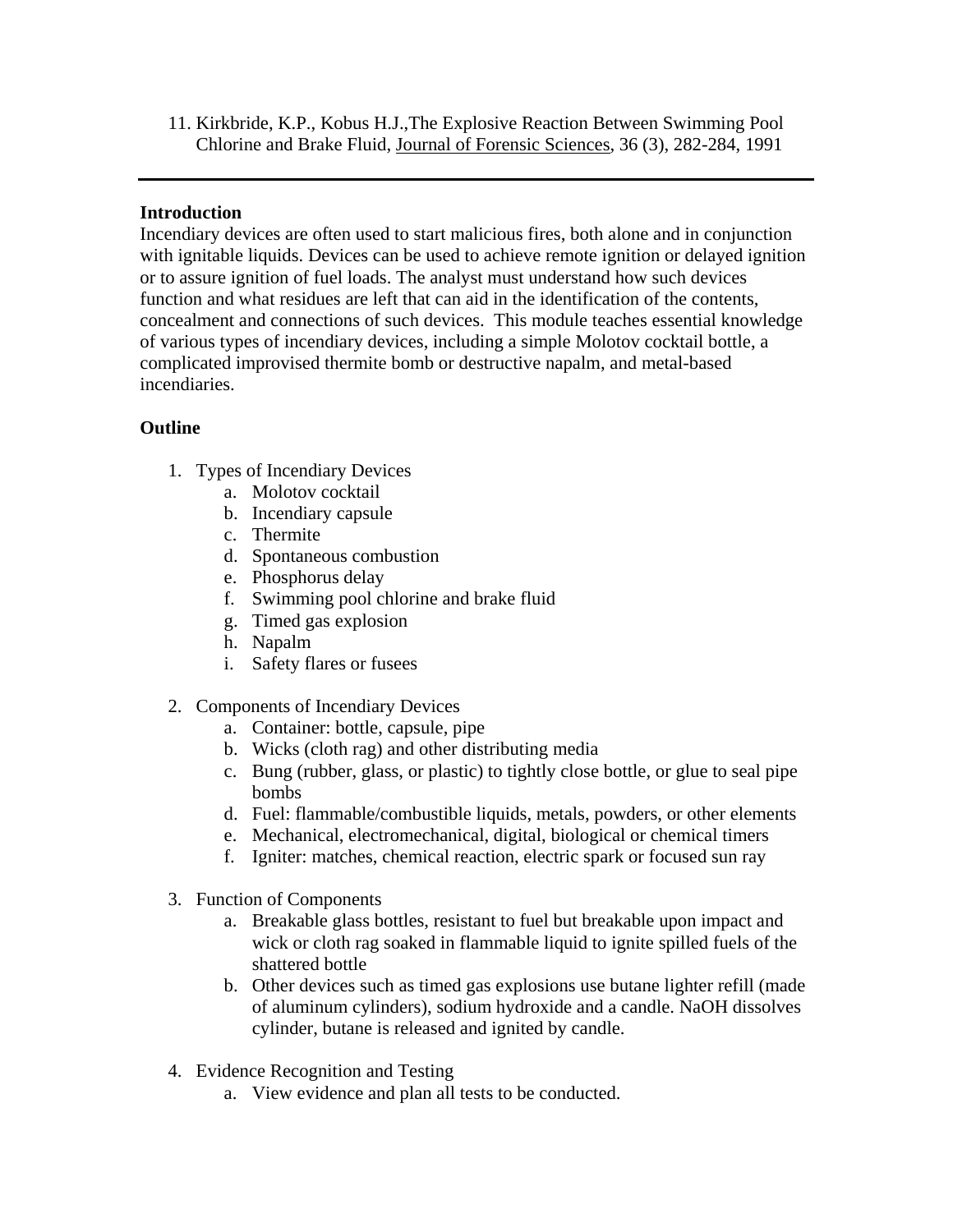11. Kirkbride, K.P., Kobus H.J.,The Explosive Reaction Between Swimming Pool Chlorine and Brake Fluid, Journal of Forensic Sciences, 36 (3), 282-284, 1991

---

**Introduction**

Incendiary devices are often used to start malicious fires, both alone and in conjunction with ignitable liquids. Devices can be used to achieve remote ignition or delayed ignition or to assure ignition of fuel loads. The analyst must understand how such devices function and what residues are left that can aid in the identification of the contents, concealment and connections of such devices. This module teaches essential knowledge of various types of incendiary devices, including a simple Molotov cocktail bottle, a complicated improvised thermite bomb or destructive napalm, and metal-based incendiaries.

**Outline**

1. Types of Incendiary Devices
    a. Molotov cocktail
    b. Incendiary capsule
    c. Thermite
    d. Spontaneous combustion
    e. Phosphorus delay
    f. Swimming pool chlorine and brake fluid
    g. Timed gas explosion
    h. Napalm
    i. Safety flares or fusees

2. Components of Incendiary Devices
    a. Container: bottle, capsule, pipe
    b. Wicks (cloth rag) and other distributing media
    c. Bung (rubber, glass, or plastic) to tightly close bottle, or glue to seal pipe bombs
    d. Fuel: flammable/combustible liquids, metals, powders, or other elements
    e. Mechanical, electromechanical, digital, biological or chemical timers
    f. Igniter: matches, chemical reaction, electric spark or focused sun ray

3. Function of Components
    a. Breakable glass bottles, resistant to fuel but breakable upon impact and wick or cloth rag soaked in flammable liquid to ignite spilled fuels of the shattered bottle
    b. Other devices such as timed gas explosions use butane lighter refill (made of aluminum cylinders), sodium hydroxide and a candle. NaOH dissolves cylinder, butane is released and ignited by candle.

4. Evidence Recognition and Testing
    a. View evidence and plan all tests to be conducted.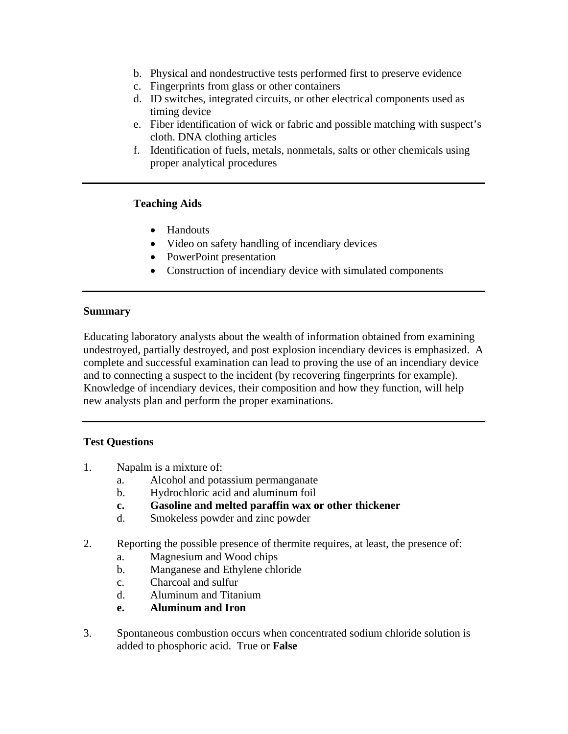b. Physical and nondestructive tests performed first to preserve evidence
c. Fingerprints from glass or other containers
d. ID switches, integrated circuits, or other electrical components used as timing device
e. Fiber identification of wick or fabric and possible matching with suspect's cloth. DNA clothing articles
f. Identification of fuels, metals, nonmetals, salts or other chemicals using proper analytical procedures

---

**Teaching Aids**

- Handouts
- Video on safety handling of incendiary devices
- PowerPoint presentation
- Construction of incendiary device with simulated components

---

**Summary**

Educating laboratory analysts about the wealth of information obtained from examining undestroyed, partially destroyed, and post explosion incendiary devices is emphasized. A complete and successful examination can lead to proving the use of an incendiary device and to connecting a suspect to the incident (by recovering fingerprints for example). Knowledge of incendiary devices, their composition and how they function, will help new analysts plan and perform the proper examinations.

---

**Test Questions**

1. Napalm is a mixture of:
   a. Alcohol and potassium permanganate
   b. Hydrochloric acid and aluminum foil
   **c. Gasoline and melted paraffin wax or other thickener**
   d. Smokeless powder and zinc powder

2. Reporting the possible presence of thermite requires, at least, the presence of:
   a. Magnesium and Wood chips
   b. Manganese and Ethylene chloride
   c. Charcoal and sulfur
   d. Aluminum and Titanium
   **e. Aluminum and Iron**

3. Spontaneous combustion occurs when concentrated sodium chloride solution is added to phosphoric acid. True or **False**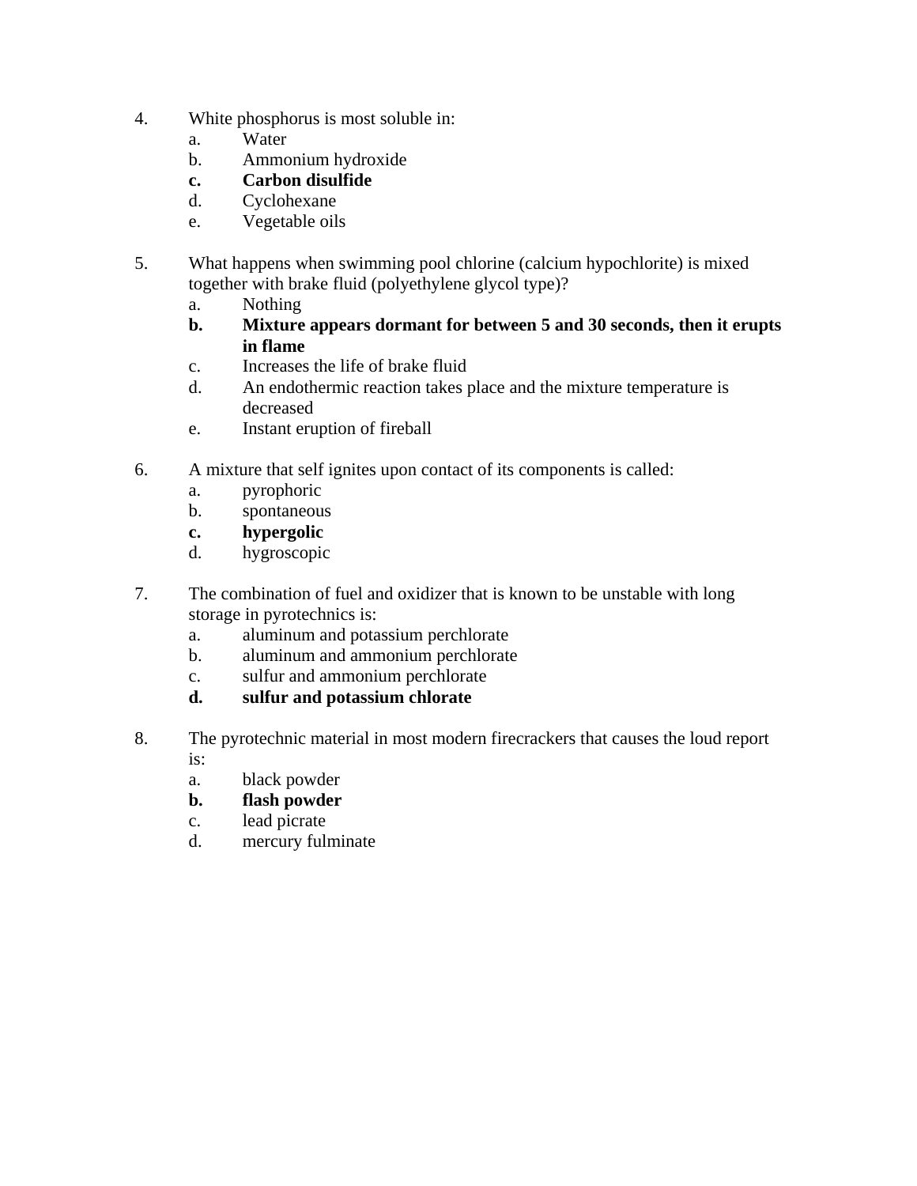4. White phosphorus is most soluble in:
   a. Water
   b. Ammonium hydroxide
   **c. Carbon disulfide**
   d. Cyclohexane
   e. Vegetable oils

5. What happens when swimming pool chlorine (calcium hypochlorite) is mixed together with brake fluid (polyethylene glycol type)?
   a. Nothing
   **b. Mixture appears dormant for between 5 and 30 seconds, then it erupts in flame**
   c. Increases the life of brake fluid
   d. An endothermic reaction takes place and the mixture temperature is decreased
   e. Instant eruption of fireball

6. A mixture that self ignites upon contact of its components is called:
   a. pyrophoric
   b. spontaneous
   **c. hypergolic**
   d. hygroscopic

7. The combination of fuel and oxidizer that is known to be unstable with long storage in pyrotechnics is:
   a. aluminum and potassium perchlorate
   b. aluminum and ammonium perchlorate
   c. sulfur and ammonium perchlorate
   **d. sulfur and potassium chlorate**

8. The pyrotechnic material in most modern firecrackers that causes the loud report is:
   a. black powder
   **b. flash powder**
   c. lead picrate
   d. mercury fulminate